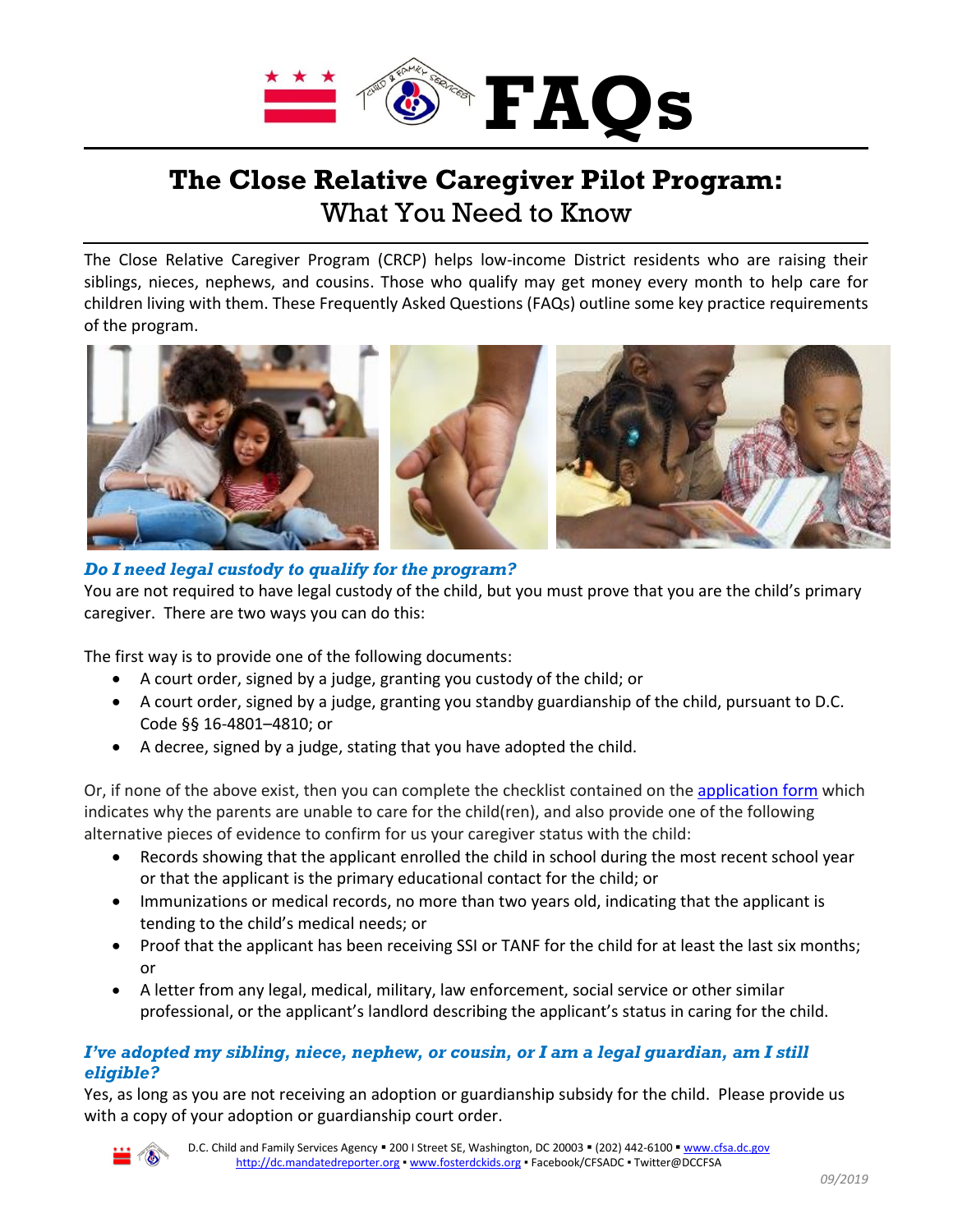# FAQs

## The Close Relative Caregiver Pilot Program:
What You Need to Know

The Close Relative Caregiver Program (CRCP) helps low-income District residents who are raising their siblings, nieces, nephews, and cousins. Those who qualify may get money every month to help care for children living with them. These Frequently Asked Questions (FAQs) outline some key practice requirements of the program.

### *Do I need legal custody to qualify for the program?*

You are not required to have legal custody of the child, but you must prove that you are the child's primary caregiver. There are two ways you can do this:

The first way is to provide one of the following documents:

- A court order, signed by a judge, granting you custody of the child; or
- A court order, signed by a judge, granting you standby guardianship of the child, pursuant to D.C. Code §§ 16-4801–4810; or
- A decree, signed by a judge, stating that you have adopted the child.

Or, if none of the above exist, then you can complete the checklist contained on the application form which indicates why the parents are unable to care for the child(ren), and also provide one of the following alternative pieces of evidence to confirm for us your caregiver status with the child:

- Records showing that the applicant enrolled the child in school during the most recent school year or that the applicant is the primary educational contact for the child; or
- Immunizations or medical records, no more than two years old, indicating that the applicant is tending to the child's medical needs; or
- Proof that the applicant has been receiving SSI or TANF for the child for at least the last six months; or
- A letter from any legal, medical, military, law enforcement, social service or other similar professional, or the applicant's landlord describing the applicant's status in caring for the child.

### *I've adopted my sibling, niece, nephew, or cousin, or I am a legal guardian, am I still eligible?*

Yes, as long as you are not receiving an adoption or guardianship subsidy for the child. Please provide us with a copy of your adoption or guardianship court order.

D.C. Child and Family Services Agency ▪ 200 I Street SE, Washington, DC 20003 ▪ (202) 442-6100 ▪ www.cfsa.dc.gov
http://dc.mandatedreporter.org ▪ www.fosterdckids.org ▪ Facebook/CFSADC ▪ Twitter@DCCFSA

09/2019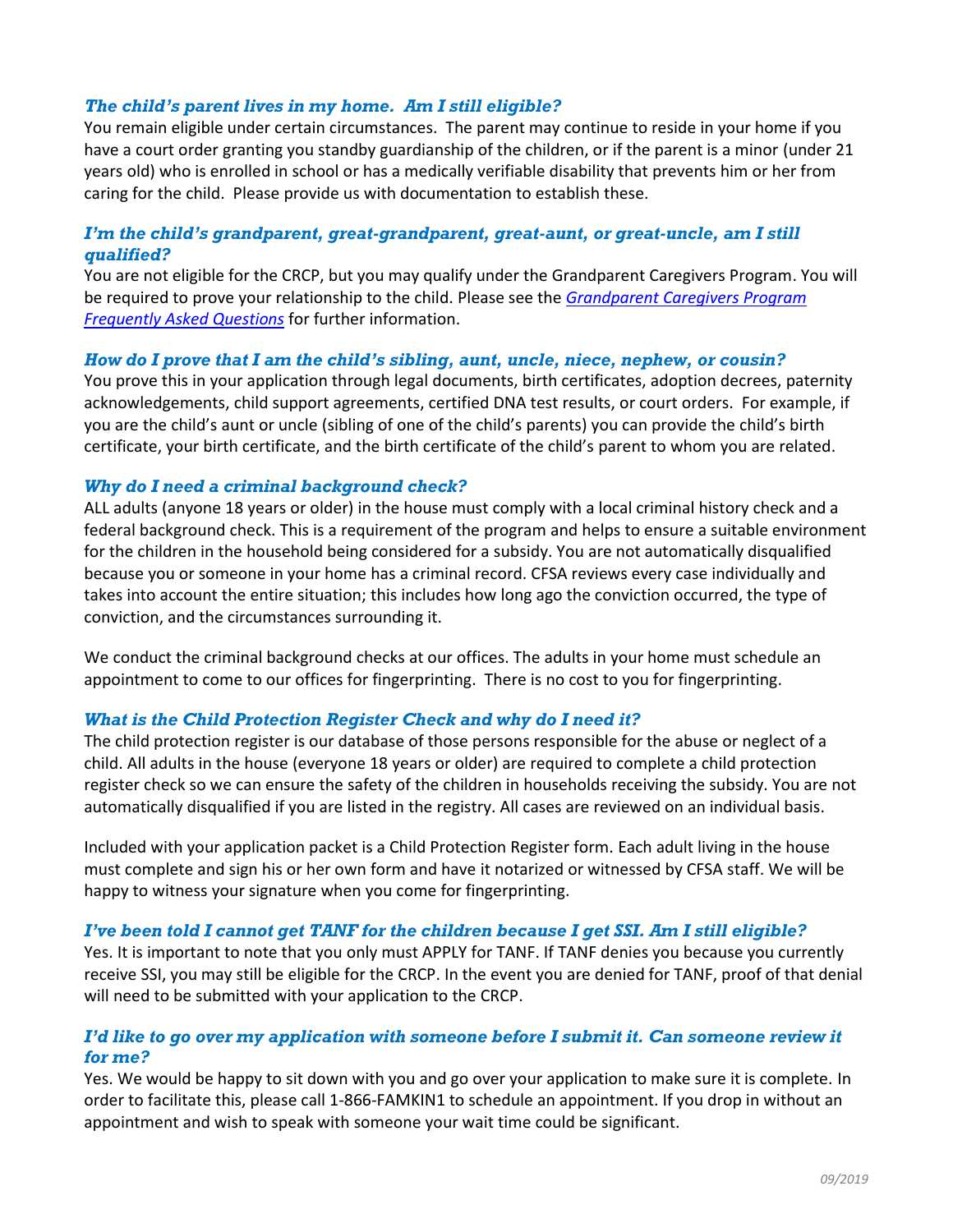### *The child's parent lives in my home. Am I still eligible?*

You remain eligible under certain circumstances. The parent may continue to reside in your home if you have a court order granting you standby guardianship of the children, or if the parent is a minor (under 21 years old) who is enrolled in school or has a medically verifiable disability that prevents him or her from caring for the child. Please provide us with documentation to establish these.

### *I'm the child's grandparent, great-grandparent, great-aunt, or great-uncle, am I still qualified?*

You are not eligible for the CRCP, but you may qualify under the Grandparent Caregivers Program. You will be required to prove your relationship to the child. Please see the *Grandparent Caregivers Program Frequently Asked Questions* for further information.

### *How do I prove that I am the child's sibling, aunt, uncle, niece, nephew, or cousin?*

You prove this in your application through legal documents, birth certificates, adoption decrees, paternity acknowledgements, child support agreements, certified DNA test results, or court orders. For example, if you are the child's aunt or uncle (sibling of one of the child's parents) you can provide the child's birth certificate, your birth certificate, and the birth certificate of the child's parent to whom you are related.

### *Why do I need a criminal background check?*

ALL adults (anyone 18 years or older) in the house must comply with a local criminal history check and a federal background check. This is a requirement of the program and helps to ensure a suitable environment for the children in the household being considered for a subsidy. You are not automatically disqualified because you or someone in your home has a criminal record. CFSA reviews every case individually and takes into account the entire situation; this includes how long ago the conviction occurred, the type of conviction, and the circumstances surrounding it.

We conduct the criminal background checks at our offices. The adults in your home must schedule an appointment to come to our offices for fingerprinting. There is no cost to you for fingerprinting.

### *What is the Child Protection Register Check and why do I need it?*

The child protection register is our database of those persons responsible for the abuse or neglect of a child. All adults in the house (everyone 18 years or older) are required to complete a child protection register check so we can ensure the safety of the children in households receiving the subsidy. You are not automatically disqualified if you are listed in the registry. All cases are reviewed on an individual basis.

Included with your application packet is a Child Protection Register form. Each adult living in the house must complete and sign his or her own form and have it notarized or witnessed by CFSA staff. We will be happy to witness your signature when you come for fingerprinting.

### *I've been told I cannot get TANF for the children because I get SSI. Am I still eligible?*

Yes. It is important to note that you only must APPLY for TANF. If TANF denies you because you currently receive SSI, you may still be eligible for the CRCP. In the event you are denied for TANF, proof of that denial will need to be submitted with your application to the CRCP.

### *I'd like to go over my application with someone before I submit it. Can someone review it for me?*

Yes. We would be happy to sit down with you and go over your application to make sure it is complete. In order to facilitate this, please call 1-866-FAMKIN1 to schedule an appointment. If you drop in without an appointment and wish to speak with someone your wait time could be significant.

*09/2019*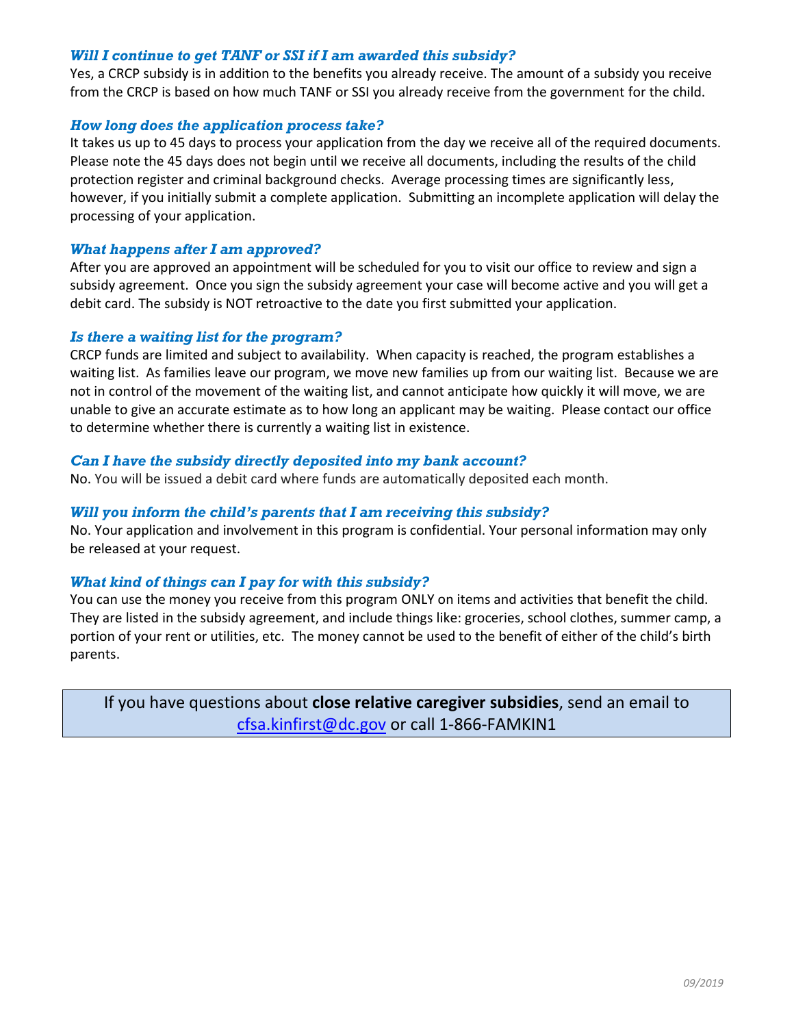### *Will I continue to get TANF or SSI if I am awarded this subsidy?*

Yes, a CRCP subsidy is in addition to the benefits you already receive. The amount of a subsidy you receive from the CRCP is based on how much TANF or SSI you already receive from the government for the child.

### *How long does the application process take?*

It takes us up to 45 days to process your application from the day we receive all of the required documents. Please note the 45 days does not begin until we receive all documents, including the results of the child protection register and criminal background checks. Average processing times are significantly less, however, if you initially submit a complete application. Submitting an incomplete application will delay the processing of your application.

### *What happens after I am approved?*

After you are approved an appointment will be scheduled for you to visit our office to review and sign a subsidy agreement. Once you sign the subsidy agreement your case will become active and you will get a debit card. The subsidy is NOT retroactive to the date you first submitted your application.

### *Is there a waiting list for the program?*

CRCP funds are limited and subject to availability. When capacity is reached, the program establishes a waiting list. As families leave our program, we move new families up from our waiting list. Because we are not in control of the movement of the waiting list, and cannot anticipate how quickly it will move, we are unable to give an accurate estimate as to how long an applicant may be waiting. Please contact our office to determine whether there is currently a waiting list in existence.

### *Can I have the subsidy directly deposited into my bank account?*

No. You will be issued a debit card where funds are automatically deposited each month.

### *Will you inform the child's parents that I am receiving this subsidy?*

No. Your application and involvement in this program is confidential. Your personal information may only be released at your request.

### *What kind of things can I pay for with this subsidy?*

You can use the money you receive from this program ONLY on items and activities that benefit the child. They are listed in the subsidy agreement, and include things like: groceries, school clothes, summer camp, a portion of your rent or utilities, etc. The money cannot be used to the benefit of either of the child's birth parents.

---

If you have questions about **close relative caregiver subsidies**, send an email to cfsa.kinfirst@dc.gov or call 1-866-FAMKIN1

---

*09/2019*